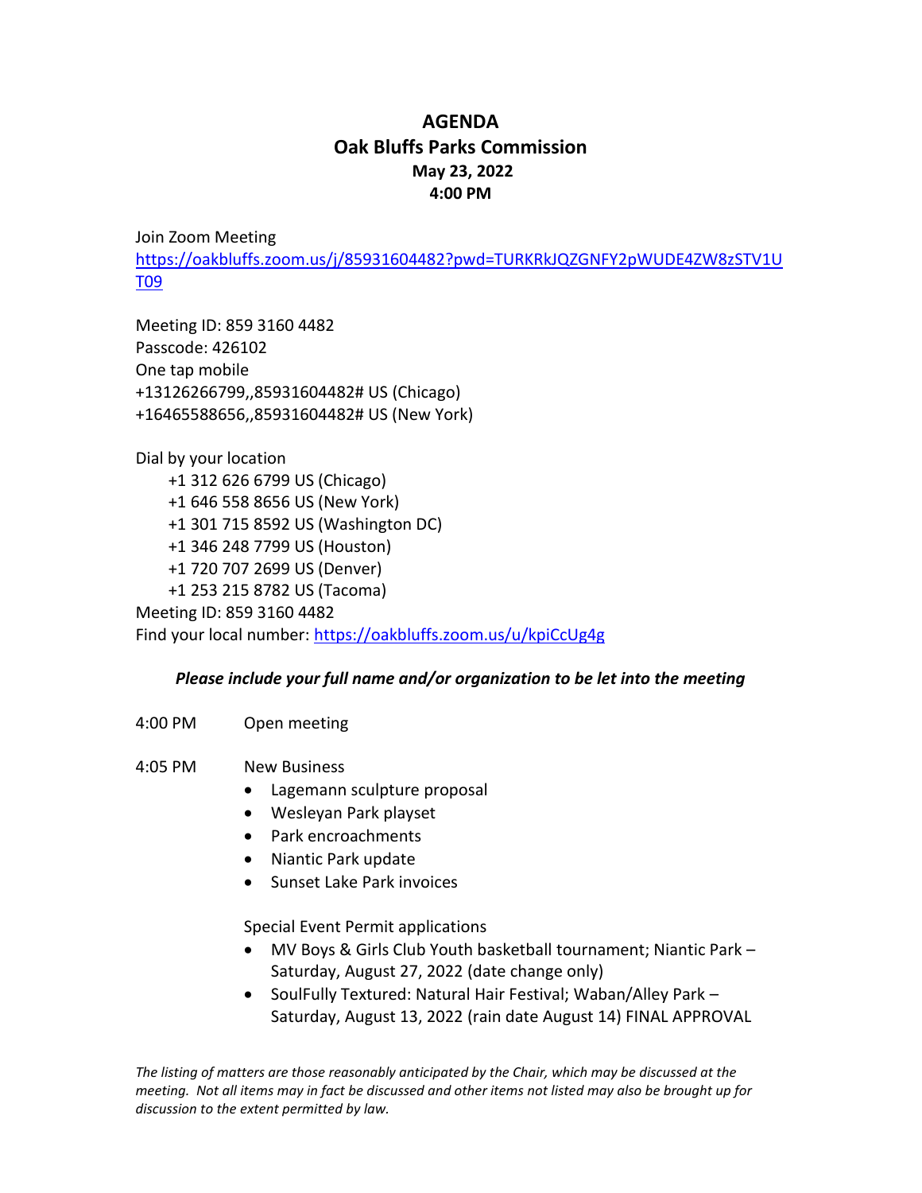# AGENDA

## Oak Bluffs Parks Commission

**May 23, 2022**

**4:00 PM**

Join Zoom Meeting
https://oakbluffs.zoom.us/j/85931604482?pwd=TURKRkJQZGNFY2pWUDE4ZW8zSTV1UT09

Meeting ID: 859 3160 4482
Passcode: 426102
One tap mobile
+13126266799,,85931604482# US (Chicago)
+16465588656,,85931604482# US (New York)

Dial by your location
- +1 312 626 6799 US (Chicago)
- +1 646 558 8656 US (New York)
- +1 301 715 8592 US (Washington DC)
- +1 346 248 7799 US (Houston)
- +1 720 707 2699 US (Denver)
- +1 253 215 8782 US (Tacoma)

Meeting ID: 859 3160 4482
Find your local number: https://oakbluffs.zoom.us/u/kpiCcUg4g

***Please include your full name and/or organization to be let into the meeting***

4:00 PM Open meeting

4:05 PM New Business

- Lagemann sculpture proposal
- Wesleyan Park playset
- Park encroachments
- Niantic Park update
- Sunset Lake Park invoices

Special Event Permit applications

- MV Boys & Girls Club Youth basketball tournament; Niantic Park – Saturday, August 27, 2022 (date change only)
- SoulFully Textured: Natural Hair Festival; Waban/Alley Park – Saturday, August 13, 2022 (rain date August 14) FINAL APPROVAL

*The listing of matters are those reasonably anticipated by the Chair, which may be discussed at the meeting. Not all items may in fact be discussed and other items not listed may also be brought up for discussion to the extent permitted by law.*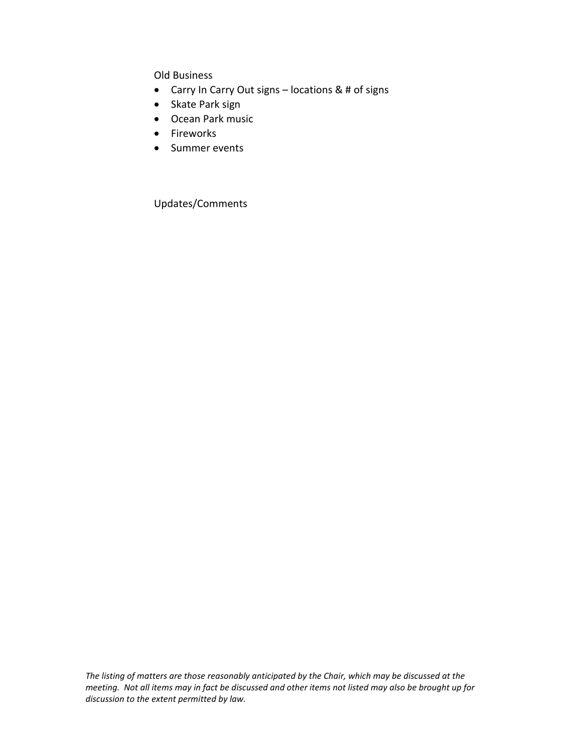Old Business

- Carry In Carry Out signs – locations & # of signs
- Skate Park sign
- Ocean Park music
- Fireworks
- Summer events

Updates/Comments

*The listing of matters are those reasonably anticipated by the Chair, which may be discussed at the meeting. Not all items may in fact be discussed and other items not listed may also be brought up for discussion to the extent permitted by law.*